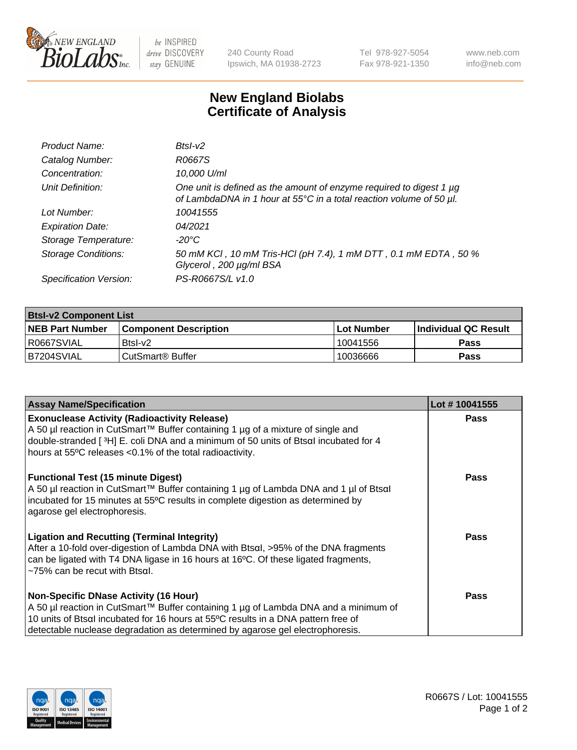New England BioLabs Inc. — be INSPIRED drive DISCOVERY stay GENUINE

240 County Road
Ipswich, MA 01938-2723

Tel 978-927-5054
Fax 978-921-1350

www.neb.com
info@neb.com

# New England Biolabs Certificate of Analysis

| | |
|---|---|
| *Product Name:* | *BtsI-v2* |
| *Catalog Number:* | *R0667S* |
| *Concentration:* | *10,000 U/ml* |
| *Unit Definition:* | *One unit is defined as the amount of enzyme required to digest 1 µg of LambdaDNA in 1 hour at 55°C in a total reaction volume of 50 µl.* |
| *Lot Number:* | *10041555* |
| *Expiration Date:* | *04/2021* |
| *Storage Temperature:* | *-20°C* |
| *Storage Conditions:* | *50 mM KCl , 10 mM Tris-HCl (pH 7.4), 1 mM DTT , 0.1 mM EDTA , 50 % Glycerol , 200 µg/ml BSA* |
| *Specification Version:* | *PS-R0667S/L v1.0* |

| **BtsI-v2 Component List** | | | |
|---|---|---|---|
| **NEB Part Number** | **Component Description** | **Lot Number** | **Individual QC Result** |
| R0667SVIAL | BtsI-v2 | 10041556 | **Pass** |
| B7204SVIAL | CutSmart® Buffer | 10036666 | **Pass** |

| **Assay Name/Specification** | **Lot # 10041555** |
|---|---|
| **Exonuclease Activity (Radioactivity Release)** A 50 µl reaction in CutSmart™ Buffer containing 1 µg of a mixture of single and double-stranded [ $^3$H] E. coli DNA and a minimum of 50 units of BtsαI incubated for 4 hours at 55ºC releases <0.1% of the total radioactivity. | **Pass** |
| **Functional Test (15 minute Digest)** A 50 µl reaction in CutSmart™ Buffer containing 1 µg of Lambda DNA and 1 µl of BtsαI incubated for 15 minutes at 55ºC results in complete digestion as determined by agarose gel electrophoresis. | **Pass** |
| **Ligation and Recutting (Terminal Integrity)** After a 10-fold over-digestion of Lambda DNA with BtsαI, >95% of the DNA fragments can be ligated with T4 DNA ligase in 16 hours at 16ºC. Of these ligated fragments, ~75% can be recut with BtsαI. | **Pass** |
| **Non-Specific DNase Activity (16 Hour)** A 50 µl reaction in CutSmart™ Buffer containing 1 µg of Lambda DNA and a minimum of 10 units of BtsαI incubated for 16 hours at 55ºC results in a DNA pattern free of detectable nuclease degradation as determined by agarose gel electrophoresis. | **Pass** |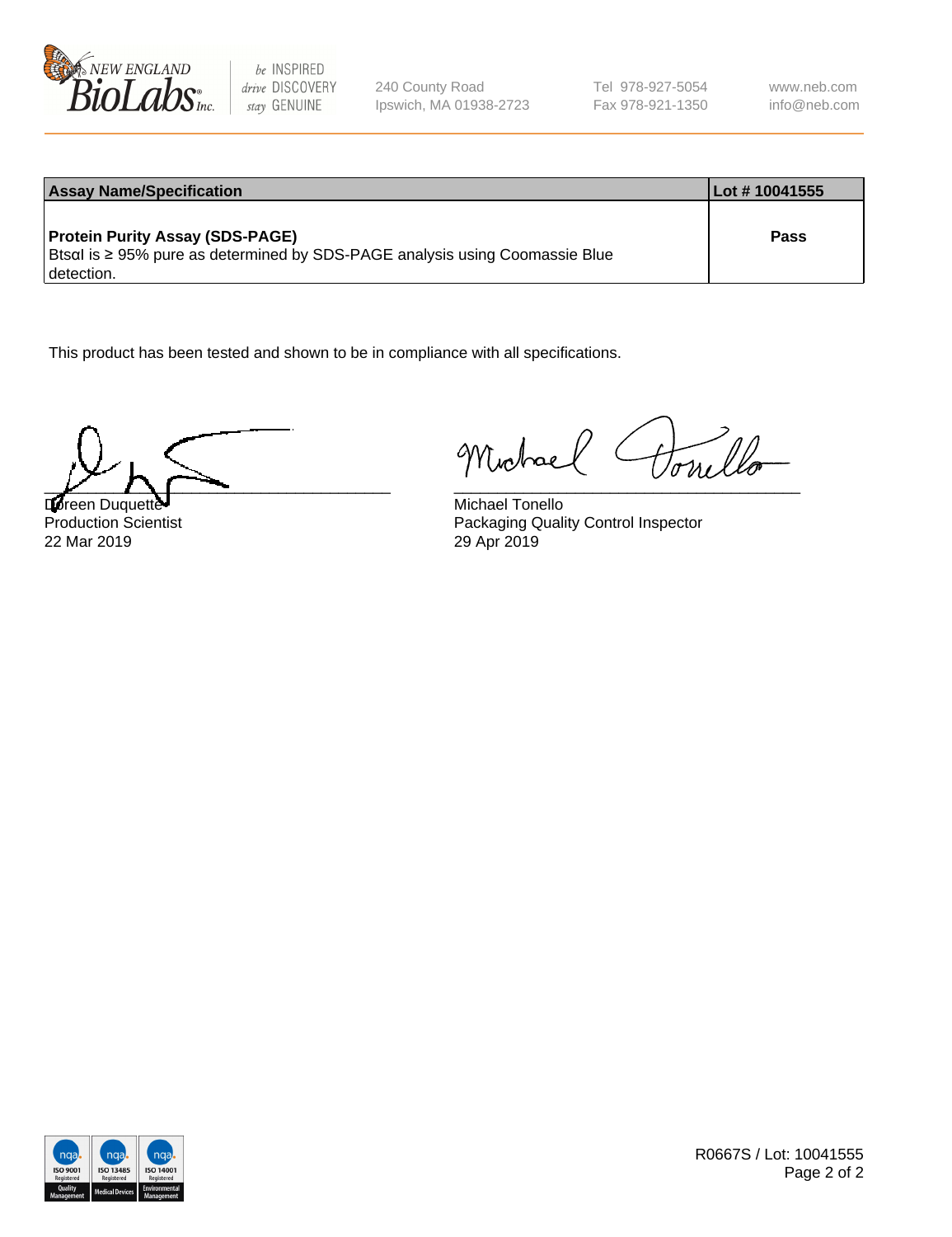| Assay Name/Specification | Lot # 10041555 |
|---|---|
| **Protein Purity Assay (SDS-PAGE)**<br>BtsαI is ≥ 95% pure as determined by SDS-PAGE analysis using Coomassie Blue detection. | **Pass** |

This product has been tested and shown to be in compliance with all specifications.

Doreen Duquette
Production Scientist
22 Mar 2019

Michael Tonello
Packaging Quality Control Inspector
29 Apr 2019

R0667S / Lot: 10041555